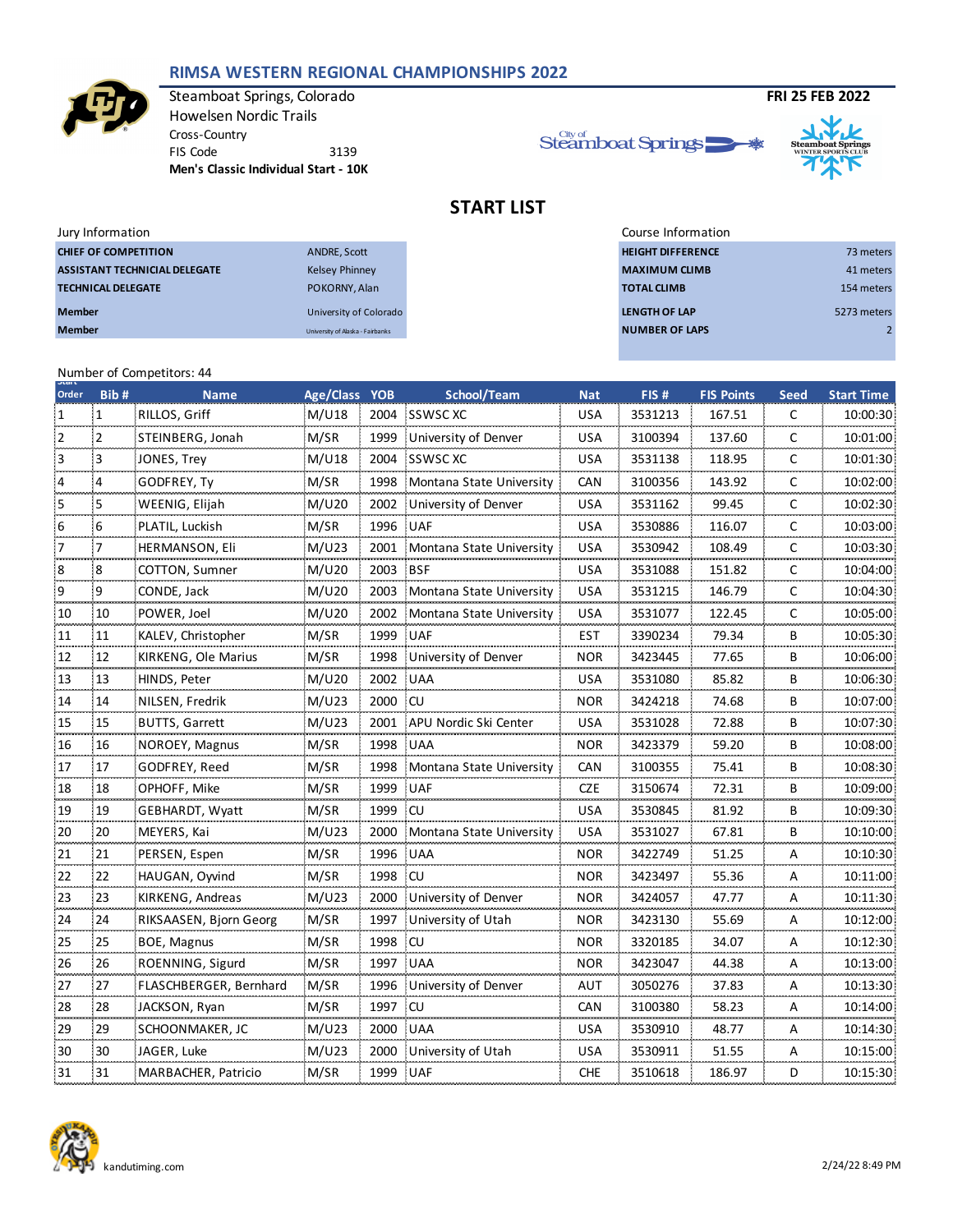## RIMSA WESTERN REGIONAL CHAMPIONSHIPS 2022

Steamboat Springs, Colorado
Howelsen Nordic Trails
Cross-Country
FIS Code 3139
**Men's Classic Individual Start - 10K**

**FRI 25 FEB 2022**

# START LIST

Jury Information

| | |
|---|---|
| **CHIEF OF COMPETITION** | ANDRE, Scott |
| **ASSISTANT TECHNICIAL DELEGATE** | Kelsey Phinney |
| **TECHNICAL DELEGATE** | POKORNY, Alan |
| **Member** | University of Colorado |
| **Member** | University of Alaska - Fairbanks |

Course Information

| | |
|---|---|
| **HEIGHT DIFFERENCE** | 73 meters |
| **MAXIMUM CLIMB** | 41 meters |
| **TOTAL CLIMB** | 154 meters |
| **LENGTH OF LAP** | 5273 meters |
| **NUMBER OF LAPS** | 2 |

Number of Competitors: 44

| Start Order | Bib # | Name | Age/Class | YOB | School/Team | Nat | FIS # | FIS Points | Seed | Start Time |
|---|---|---|---|---|---|---|---|---|---|---|
| 1 | 1 | RILLOS, Griff | M/U18 | 2004 | SSWSC XC | USA | 3531213 | 167.51 | C | 10:00:30 |
| 2 | 2 | STEINBERG, Jonah | M/SR | 1999 | University of Denver | USA | 3100394 | 137.60 | C | 10:01:00 |
| 3 | 3 | JONES, Trey | M/U18 | 2004 | SSWSC XC | USA | 3531138 | 118.95 | C | 10:01:30 |
| 4 | 4 | GODFREY, Ty | M/SR | 1998 | Montana State University | CAN | 3100356 | 143.92 | C | 10:02:00 |
| 5 | 5 | WEENIG, Elijah | M/U20 | 2002 | University of Denver | USA | 3531162 | 99.45 | C | 10:02:30 |
| 6 | 6 | PLATIL, Luckish | M/SR | 1996 | UAF | USA | 3530886 | 116.07 | C | 10:03:00 |
| 7 | 7 | HERMANSON, Eli | M/U23 | 2001 | Montana State University | USA | 3530942 | 108.49 | C | 10:03:30 |
| 8 | 8 | COTTON, Sumner | M/U20 | 2003 | BSF | USA | 3531088 | 151.82 | C | 10:04:00 |
| 9 | 9 | CONDE, Jack | M/U20 | 2003 | Montana State University | USA | 3531215 | 146.79 | C | 10:04:30 |
| 10 | 10 | POWER, Joel | M/U20 | 2002 | Montana State University | USA | 3531077 | 122.45 | C | 10:05:00 |
| 11 | 11 | KALEV, Christopher | M/SR | 1999 | UAF | EST | 3390234 | 79.34 | B | 10:05:30 |
| 12 | 12 | KIRKENG, Ole Marius | M/SR | 1998 | University of Denver | NOR | 3423445 | 77.65 | B | 10:06:00 |
| 13 | 13 | HINDS, Peter | M/U20 | 2002 | UAA | USA | 3531080 | 85.82 | B | 10:06:30 |
| 14 | 14 | NILSEN, Fredrik | M/U23 | 2000 | CU | NOR | 3424218 | 74.68 | B | 10:07:00 |
| 15 | 15 | BUTTS, Garrett | M/U23 | 2001 | APU Nordic Ski Center | USA | 3531028 | 72.88 | B | 10:07:30 |
| 16 | 16 | NOROEY, Magnus | M/SR | 1998 | UAA | NOR | 3423379 | 59.20 | B | 10:08:00 |
| 17 | 17 | GODFREY, Reed | M/SR | 1998 | Montana State University | CAN | 3100355 | 75.41 | B | 10:08:30 |
| 18 | 18 | OPHOFF, Mike | M/SR | 1999 | UAF | CZE | 3150674 | 72.31 | B | 10:09:00 |
| 19 | 19 | GEBHARDT, Wyatt | M/SR | 1999 | CU | USA | 3530845 | 81.92 | B | 10:09:30 |
| 20 | 20 | MEYERS, Kai | M/U23 | 2000 | Montana State University | USA | 3531027 | 67.81 | B | 10:10:00 |
| 21 | 21 | PERSEN, Espen | M/SR | 1996 | UAA | NOR | 3422749 | 51.25 | A | 10:10:30 |
| 22 | 22 | HAUGAN, Oyvind | M/SR | 1998 | CU | NOR | 3423497 | 55.36 | A | 10:11:00 |
| 23 | 23 | KIRKENG, Andreas | M/U23 | 2000 | University of Denver | NOR | 3424057 | 47.77 | A | 10:11:30 |
| 24 | 24 | RIKSAASEN, Bjorn Georg | M/SR | 1997 | University of Utah | NOR | 3423130 | 55.69 | A | 10:12:00 |
| 25 | 25 | BOE, Magnus | M/SR | 1998 | CU | NOR | 3320185 | 34.07 | A | 10:12:30 |
| 26 | 26 | ROENNING, Sigurd | M/SR | 1997 | UAA | NOR | 3423047 | 44.38 | A | 10:13:00 |
| 27 | 27 | FLASCHBERGER, Bernhard | M/SR | 1996 | University of Denver | AUT | 3050276 | 37.83 | A | 10:13:30 |
| 28 | 28 | JACKSON, Ryan | M/SR | 1997 | CU | CAN | 3100380 | 58.23 | A | 10:14:00 |
| 29 | 29 | SCHOONMAKER, JC | M/U23 | 2000 | UAA | USA | 3530910 | 48.77 | A | 10:14:30 |
| 30 | 30 | JAGER, Luke | M/U23 | 2000 | University of Utah | USA | 3530911 | 51.55 | A | 10:15:00 |
| 31 | 31 | MARBACHER, Patricio | M/SR | 1999 | UAF | CHE | 3510618 | 186.97 | D | 10:15:30 |

kandutiming.com

2/24/22 8:49 PM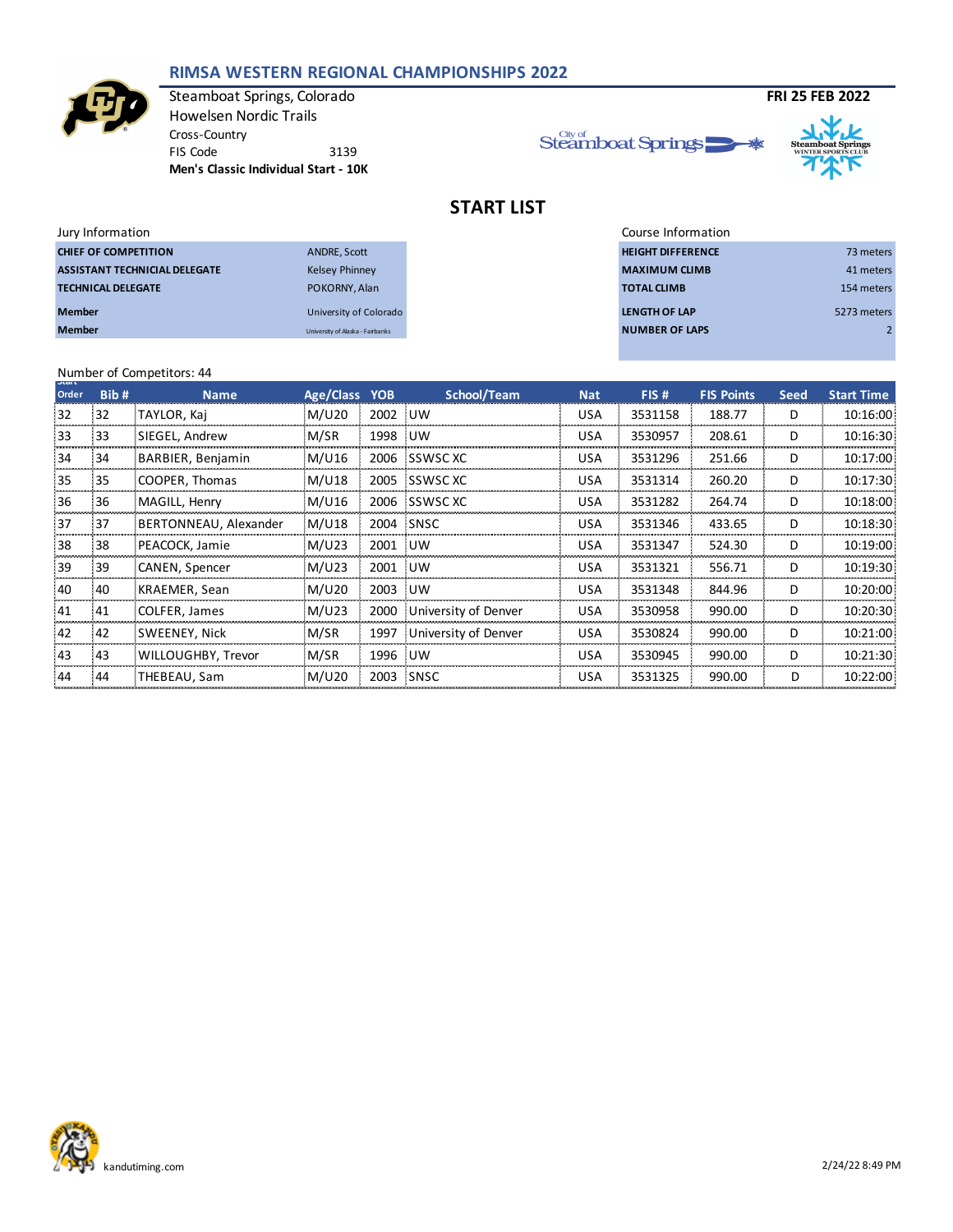## RIMSA WESTERN REGIONAL CHAMPIONSHIPS 2022

Steamboat Springs, Colorado
Howelsen Nordic Trails
Cross-Country
FIS Code 3139
**Men's Classic Individual Start - 10K**

**FRI 25 FEB 2022**

# START LIST

Jury Information

| | |
|---|---|
| **CHIEF OF COMPETITION** | ANDRE, Scott |
| **ASSISTANT TECHNICIAL DELEGATE** | Kelsey Phinney |
| **TECHNICAL DELEGATE** | POKORNY, Alan |
| **Member** | University of Colorado |
| **Member** | University of Alaska - Fairbanks |

Course Information

| | |
|---|---|
| **HEIGHT DIFFERENCE** | 73 meters |
| **MAXIMUM CLIMB** | 41 meters |
| **TOTAL CLIMB** | 154 meters |
| **LENGTH OF LAP** | 5273 meters |
| **NUMBER OF LAPS** | 2 |

Number of Competitors: 44

| Start Order | Bib # | Name | Age/Class | YOB | School/Team | Nat | FIS # | FIS Points | Seed | Start Time |
|---|---|---|---|---|---|---|---|---|---|---|
| 32 | 32 | TAYLOR, Kaj | M/U20 | 2002 | UW | USA | 3531158 | 188.77 | D | 10:16:00 |
| 33 | 33 | SIEGEL, Andrew | M/SR | 1998 | UW | USA | 3530957 | 208.61 | D | 10:16:30 |
| 34 | 34 | BARBIER, Benjamin | M/U16 | 2006 | SSWSC XC | USA | 3531296 | 251.66 | D | 10:17:00 |
| 35 | 35 | COOPER, Thomas | M/U18 | 2005 | SSWSC XC | USA | 3531314 | 260.20 | D | 10:17:30 |
| 36 | 36 | MAGILL, Henry | M/U16 | 2006 | SSWSC XC | USA | 3531282 | 264.74 | D | 10:18:00 |
| 37 | 37 | BERTONNEAU, Alexander | M/U18 | 2004 | SNSC | USA | 3531346 | 433.65 | D | 10:18:30 |
| 38 | 38 | PEACOCK, Jamie | M/U23 | 2001 | UW | USA | 3531347 | 524.30 | D | 10:19:00 |
| 39 | 39 | CANEN, Spencer | M/U23 | 2001 | UW | USA | 3531321 | 556.71 | D | 10:19:30 |
| 40 | 40 | KRAEMER, Sean | M/U20 | 2003 | UW | USA | 3531348 | 844.96 | D | 10:20:00 |
| 41 | 41 | COLFER, James | M/U23 | 2000 | University of Denver | USA | 3530958 | 990.00 | D | 10:20:30 |
| 42 | 42 | SWEENEY, Nick | M/SR | 1997 | University of Denver | USA | 3530824 | 990.00 | D | 10:21:00 |
| 43 | 43 | WILLOUGHBY, Trevor | M/SR | 1996 | UW | USA | 3530945 | 990.00 | D | 10:21:30 |
| 44 | 44 | THEBEAU, Sam | M/U20 | 2003 | SNSC | USA | 3531325 | 990.00 | D | 10:22:00 |

kandutiming.com

2/24/22 8:49 PM